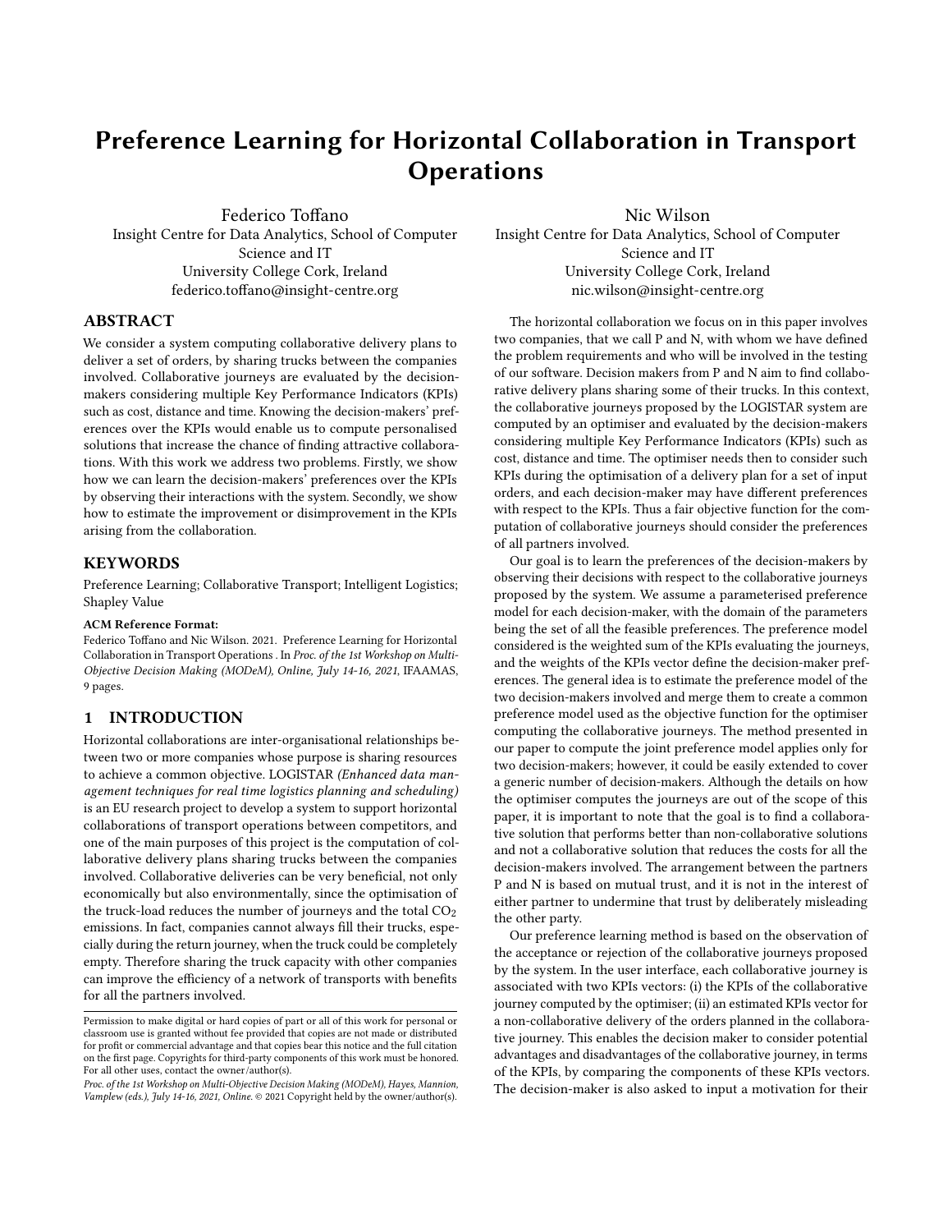# Preference Learning for Horizontal Collaboration in Transport Operations

Federico Toffano
Insight Centre for Data Analytics, School of Computer Science and IT
University College Cork, Ireland
federico.toffano@insight-centre.org

Nic Wilson
Insight Centre for Data Analytics, School of Computer Science and IT
University College Cork, Ireland
nic.wilson@insight-centre.org

## ABSTRACT

We consider a system computing collaborative delivery plans to deliver a set of orders, by sharing trucks between the companies involved. Collaborative journeys are evaluated by the decision-makers considering multiple Key Performance Indicators (KPIs) such as cost, distance and time. Knowing the decision-makers' preferences over the KPIs would enable us to compute personalised solutions that increase the chance of finding attractive collaborations. With this work we address two problems. Firstly, we show how we can learn the decision-makers' preferences over the KPIs by observing their interactions with the system. Secondly, we show how to estimate the improvement or disimprovement in the KPIs arising from the collaboration.

## KEYWORDS

Preference Learning; Collaborative Transport; Intelligent Logistics; Shapley Value

**ACM Reference Format:**
Federico Toffano and Nic Wilson. 2021. Preference Learning for Horizontal Collaboration in Transport Operations . In *Proc. of the 1st Workshop on Multi-Objective Decision Making (MODeM), Online, July 14-16, 2021*, IFAAMAS, 9 pages.

## 1 INTRODUCTION

Horizontal collaborations are inter-organisational relationships between two or more companies whose purpose is sharing resources to achieve a common objective. LOGISTAR *(Enhanced data management techniques for real time logistics planning and scheduling)* is an EU research project to develop a system to support horizontal collaborations of transport operations between competitors, and one of the main purposes of this project is the computation of collaborative delivery plans sharing trucks between the companies involved. Collaborative deliveries can be very beneficial, not only economically but also environmentally, since the optimisation of the truck-load reduces the number of journeys and the total $CO_2$ emissions. In fact, companies cannot always fill their trucks, especially during the return journey, when the truck could be completely empty. Therefore sharing the truck capacity with other companies can improve the efficiency of a network of transports with benefits for all the partners involved.

Permission to make digital or hard copies of part or all of this work for personal or classroom use is granted without fee provided that copies are not made or distributed for profit or commercial advantage and that copies bear this notice and the full citation on the first page. Copyrights for third-party components of this work must be honored. For all other uses, contact the owner/author(s).

*Proc. of the 1st Workshop on Multi-Objective Decision Making (MODeM), Hayes, Mannion, Vamplew (eds.), July 14-16, 2021, Online.* © 2021 Copyright held by the owner/author(s).

The horizontal collaboration we focus on in this paper involves two companies, that we call P and N, with whom we have defined the problem requirements and who will be involved in the testing of our software. Decision makers from P and N aim to find collaborative delivery plans sharing some of their trucks. In this context, the collaborative journeys proposed by the LOGISTAR system are computed by an optimiser and evaluated by the decision-makers considering multiple Key Performance Indicators (KPIs) such as cost, distance and time. The optimiser needs then to consider such KPIs during the optimisation of a delivery plan for a set of input orders, and each decision-maker may have different preferences with respect to the KPIs. Thus a fair objective function for the computation of collaborative journeys should consider the preferences of all partners involved.

Our goal is to learn the preferences of the decision-makers by observing their decisions with respect to the collaborative journeys proposed by the system. We assume a parameterised preference model for each decision-maker, with the domain of the parameters being the set of all the feasible preferences. The preference model considered is the weighted sum of the KPIs evaluating the journeys, and the weights of the KPIs vector define the decision-maker preferences. The general idea is to estimate the preference model of the two decision-makers involved and merge them to create a common preference model used as the objective function for the optimiser computing the collaborative journeys. The method presented in our paper to compute the joint preference model applies only for two decision-makers; however, it could be easily extended to cover a generic number of decision-makers. Although the details on how the optimiser computes the journeys are out of the scope of this paper, it is important to note that the goal is to find a collaborative solution that performs better than non-collaborative solutions and not a collaborative solution that reduces the costs for all the decision-makers involved. The arrangement between the partners P and N is based on mutual trust, and it is not in the interest of either partner to undermine that trust by deliberately misleading the other party.

Our preference learning method is based on the observation of the acceptance or rejection of the collaborative journeys proposed by the system. In the user interface, each collaborative journey is associated with two KPIs vectors: (i) the KPIs of the collaborative journey computed by the optimiser; (ii) an estimated KPIs vector for a non-collaborative delivery of the orders planned in the collaborative journey. This enables the decision maker to consider potential advantages and disadvantages of the collaborative journey, in terms of the KPIs, by comparing the components of these KPIs vectors. The decision-maker is also asked to input a motivation for their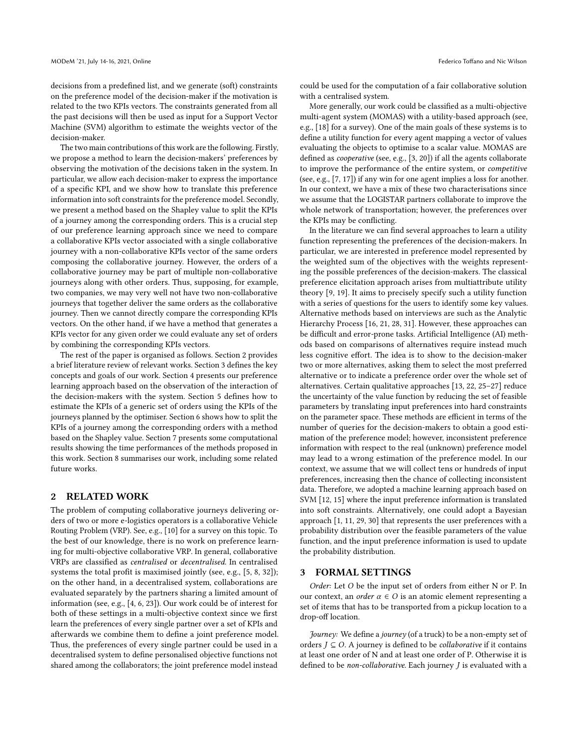decisions from a predefined list, and we generate (soft) constraints on the preference model of the decision-maker if the motivation is related to the two KPIs vectors. The constraints generated from all the past decisions will then be used as input for a Support Vector Machine (SVM) algorithm to estimate the weights vector of the decision-maker.

The two main contributions of this work are the following. Firstly, we propose a method to learn the decision-makers' preferences by observing the motivation of the decisions taken in the system. In particular, we allow each decision-maker to express the importance of a specific KPI, and we show how to translate this preference information into soft constraints for the preference model. Secondly, we present a method based on the Shapley value to split the KPIs of a journey among the corresponding orders. This is a crucial step of our preference learning approach since we need to compare a collaborative KPIs vector associated with a single collaborative journey with a non-collaborative KPIs vector of the same orders composing the collaborative journey. However, the orders of a collaborative journey may be part of multiple non-collaborative journeys along with other orders. Thus, supposing, for example, two companies, we may very well not have two non-collaborative journeys that together deliver the same orders as the collaborative journey. Then we cannot directly compare the corresponding KPIs vectors. On the other hand, if we have a method that generates a KPIs vector for any given order we could evaluate any set of orders by combining the corresponding KPIs vectors.

The rest of the paper is organised as follows. Section 2 provides a brief literature review of relevant works. Section 3 defines the key concepts and goals of our work. Section 4 presents our preference learning approach based on the observation of the interaction of the decision-makers with the system. Section 5 defines how to estimate the KPIs of a generic set of orders using the KPIs of the journeys planned by the optimiser. Section 6 shows how to split the KPIs of a journey among the corresponding orders with a method based on the Shapley value. Section 7 presents some computational results showing the time performances of the methods proposed in this work. Section 8 summarises our work, including some related future works.

## 2 RELATED WORK

The problem of computing collaborative journeys delivering orders of two or more e-logistics operators is a collaborative Vehicle Routing Problem (VRP). See, e.g., [10] for a survey on this topic. To the best of our knowledge, there is no work on preference learning for multi-objective collaborative VRP. In general, collaborative VRPs are classified as *centralised* or *decentralised*. In centralised systems the total profit is maximised jointly (see, e.g., [5, 8, 32]); on the other hand, in a decentralised system, collaborations are evaluated separately by the partners sharing a limited amount of information (see, e.g., [4, 6, 23]). Our work could be of interest for both of these settings in a multi-objective context since we first learn the preferences of every single partner over a set of KPIs and afterwards we combine them to define a joint preference model. Thus, the preferences of every single partner could be used in a decentralised system to define personalised objective functions not shared among the collaborators; the joint preference model instead could be used for the computation of a fair collaborative solution with a centralised system.

More generally, our work could be classified as a multi-objective multi-agent system (MOMAS) with a utility-based approach (see, e.g., [18] for a survey). One of the main goals of these systems is to define a utility function for every agent mapping a vector of values evaluating the objects to optimise to a scalar value. MOMAS are defined as *cooperative* (see, e.g., [3, 20]) if all the agents collaborate to improve the performance of the entire system, or *competitive* (see, e.g., [7, 17]) if any win for one agent implies a loss for another. In our context, we have a mix of these two characterisations since we assume that the LOGISTAR partners collaborate to improve the whole network of transportation; however, the preferences over the KPIs may be conflicting.

In the literature we can find several approaches to learn a utility function representing the preferences of the decision-makers. In particular, we are interested in preference model represented by the weighted sum of the objectives with the weights representing the possible preferences of the decision-makers. The classical preference elicitation approach arises from multiattribute utility theory [9, 19]. It aims to precisely specify such a utility function with a series of questions for the users to identify some key values. Alternative methods based on interviews are such as the Analytic Hierarchy Process [16, 21, 28, 31]. However, these approaches can be difficult and error-prone tasks. Artificial Intelligence (AI) methods based on comparisons of alternatives require instead much less cognitive effort. The idea is to show to the decision-maker two or more alternatives, asking them to select the most preferred alternative or to indicate a preference order over the whole set of alternatives. Certain qualitative approaches [13, 22, 25–27] reduce the uncertainty of the value function by reducing the set of feasible parameters by translating input preferences into hard constraints on the parameter space. These methods are efficient in terms of the number of queries for the decision-makers to obtain a good estimation of the preference model; however, inconsistent preference information with respect to the real (unknown) preference model may lead to a wrong estimation of the preference model. In our context, we assume that we will collect tens or hundreds of input preferences, increasing then the chance of collecting inconsistent data. Therefore, we adopted a machine learning approach based on SVM [12, 15] where the input preference information is translated into soft constraints. Alternatively, one could adopt a Bayesian approach [1, 11, 29, 30] that represents the user preferences with a probability distribution over the feasible parameters of the value function, and the input preference information is used to update the probability distribution.

## 3 FORMAL SETTINGS

*Order:* Let $O$ be the input set of orders from either N or P. In our context, an *order* $\alpha \in O$ is an atomic element representing a set of items that has to be transported from a pickup location to a drop-off location.

*Journey:* We define a *journey* (of a truck) to be a non-empty set of orders $J \subseteq O$. A journey is defined to be *collaborative* if it contains at least one order of N and at least one order of P. Otherwise it is defined to be *non-collaborative*. Each journey $J$ is evaluated with a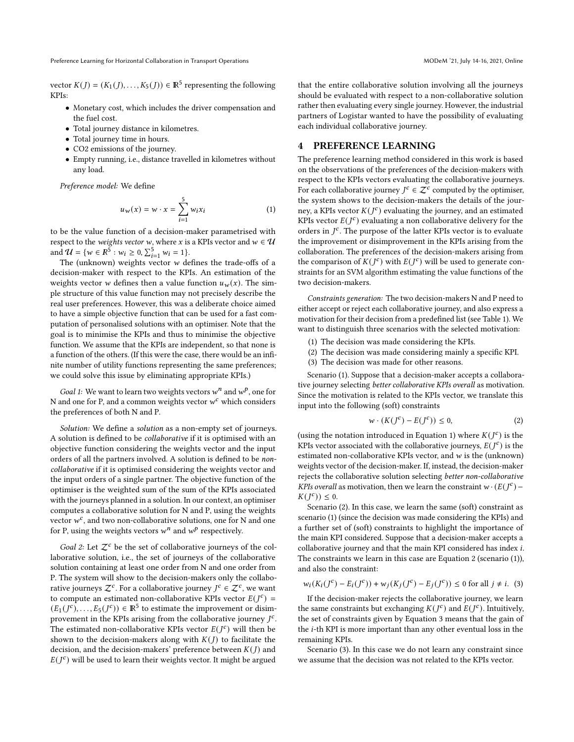vector $K(J) = (K_1(J), \ldots, K_5(J)) \in \mathbb{R}^5$ representing the following KPIs:

- Monetary cost, which includes the driver compensation and the fuel cost.
- Total journey distance in kilometres.
- Total journey time in hours.
- CO2 emissions of the journey.
- Empty running, i.e., distance travelled in kilometres without any load.

*Preference model:* We define

$$u_w(x) = w \cdot x = \sum_{i=1}^{5} w_i x_i \tag{1}$$

to be the value function of a decision-maker parametrised with respect to the *weights vector* $w$, where $x$ is a KPIs vector and $w \in \mathcal{U}$ and $\mathcal{U} = \{w \in R^5 : w_i \geq 0, \sum_{i=1}^{5} w_i = 1\}$.

The (unknown) weights vector $w$ defines the trade-offs of a decision-maker with respect to the KPIs. An estimation of the weights vector $w$ defines then a value function $u_w(x)$. The simple structure of this value function may not precisely describe the real user preferences. However, this was a deliberate choice aimed to have a simple objective function that can be used for a fast computation of personalised solutions with an optimiser. Note that the goal is to minimise the KPIs and thus to minimise the objective function. We assume that the KPIs are independent, so that none is a function of the others. (If this were the case, there would be an infinite number of utility functions representing the same preferences; we could solve this issue by eliminating appropriate KPIs.)

*Goal 1:* We want to learn two weights vectors $w^n$ and $w^p$, one for N and one for P, and a common weights vector $w^c$ which considers the preferences of both N and P.

*Solution:* We define a *solution* as a non-empty set of journeys. A solution is defined to be *collaborative* if it is optimised with an objective function considering the weights vector and the input orders of all the partners involved. A solution is defined to be *non-collaborative* if it is optimised considering the weights vector and the input orders of a single partner. The objective function of the optimiser is the weighted sum of the sum of the KPIs associated with the journeys planned in a solution. In our context, an optimiser computes a collaborative solution for N and P, using the weights vector $w^c$, and two non-collaborative solutions, one for N and one for P, using the weights vectors $w^n$ and $w^p$ respectively.

*Goal 2:* Let $\mathcal{Z}^c$ be the set of collaborative journeys of the collaborative solution, i.e., the set of journeys of the collaborative solution containing at least one order from N and one order from P. The system will show to the decision-makers only the collaborative journeys $\mathcal{Z}^c$. For a collaborative journey $J^c \in \mathcal{Z}^c$, we want to compute an estimated non-collaborative KPIs vector $E(J^c) = (E_1(J^c), \ldots, E_5(J^c)) \in \mathbb{R}^5$ to estimate the improvement or disimprovement in the KPIs arising from the collaborative journey $J^c$. The estimated non-collaborative KPIs vector $E(J^c)$ will then be shown to the decision-makers along with $K(J)$ to facilitate the decision, and the decision-makers' preference between $K(J)$ and $E(J^c)$ will be used to learn their weights vector. It might be argued that the entire collaborative solution involving all the journeys should be evaluated with respect to a non-collaborative solution rather then evaluating every single journey. However, the industrial partners of Logistar wanted to have the possibility of evaluating each individual collaborative journey.

## 4 PREFERENCE LEARNING

The preference learning method considered in this work is based on the observations of the preferences of the decision-makers with respect to the KPIs vectors evaluating the collaborative journeys. For each collaborative journey $J^c \in \mathcal{Z}^c$ computed by the optimiser, the system shows to the decision-makers the details of the journey, a KPIs vector $K(J^c)$ evaluating the journey, and an estimated KPIs vector $E(J^c)$ evaluating a non collaborative delivery for the orders in $J^c$. The purpose of the latter KPIs vector is to evaluate the improvement or disimprovement in the KPIs arising from the collaboration. The preferences of the decision-makers arising from the comparison of $K(J^c)$ with $E(J^c)$ will be used to generate constraints for an SVM algorithm estimating the value functions of the two decision-makers.

*Constraints generation:* The two decision-makers N and P need to either accept or reject each collaborative journey, and also express a motivation for their decision from a predefined list (see Table 1). We want to distinguish three scenarios with the selected motivation:

(1) The decision was made considering the KPIs.
(2) The decision was made considering mainly a specific KPI.
(3) The decision was made for other reasons.

Scenario (1). Suppose that a decision-maker accepts a collaborative journey selecting *better collaborative KPIs overall* as motivation. Since the motivation is related to the KPIs vector, we translate this input into the following (soft) constraints

$$w \cdot (K(J^c) - E(J^c)) \leq 0, \tag{2}$$

(using the notation introduced in Equation 1) where $K(J^c)$ is the KPIs vector associated with the collaborative journeys, $E(J^c)$ is the estimated non-collaborative KPIs vector, and $w$ is the (unknown) weights vector of the decision-maker. If, instead, the decision-maker rejects the collaborative solution selecting *better non-collaborative KPIs overall* as motivation, then we learn the constraint $w \cdot (E(J^c) - K(J^c)) \leq 0$.

Scenario (2). In this case, we learn the same (soft) constraint as scenario (1) (since the decision was made considering the KPIs) and a further set of (soft) constraints to highlight the importance of the main KPI considered. Suppose that a decision-maker accepts a collaborative journey and that the main KPI considered has index $i$. The constraints we learn in this case are Equation 2 (scenario (1)), and also the constraint:

$$w_i(K_i(J^c) - E_i(J^c)) + w_j(K_j(J^c) - E_j(J^c)) \leq 0 \text{ for all } j \neq i. \tag{3}$$

If the decision-maker rejects the collaborative journey, we learn the same constraints but exchanging $K(J^c)$ and $E(J^c)$. Intuitively, the set of constraints given by Equation 3 means that the gain of the $i$-th KPI is more important than any other eventual loss in the remaining KPIs.

Scenario (3). In this case we do not learn any constraint since we assume that the decision was not related to the KPIs vector.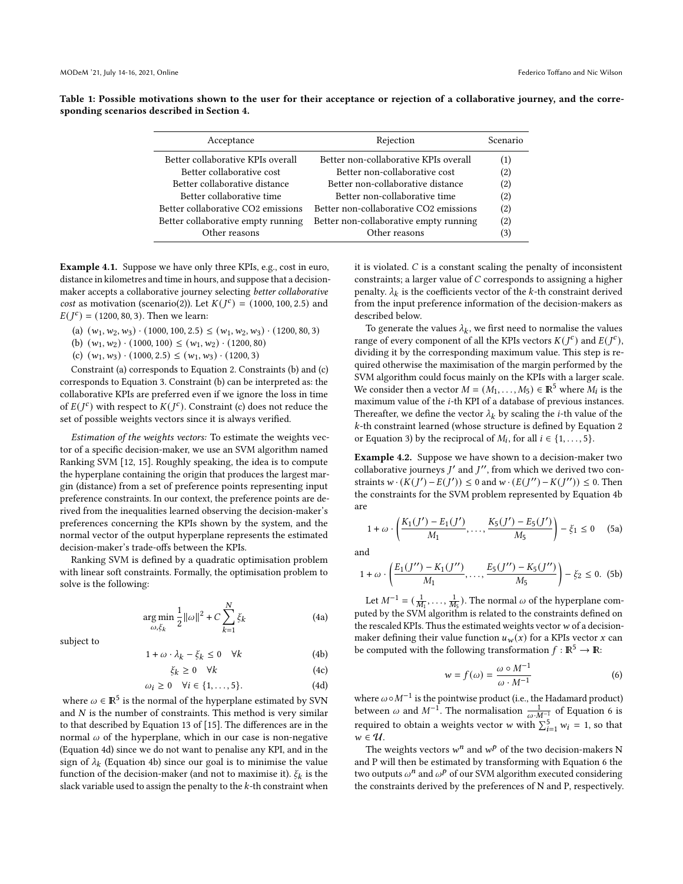**Table 1: Possible motivations shown to the user for their acceptance or rejection of a collaborative journey, and the corresponding scenarios described in Section 4.**

| Acceptance | Rejection | Scenario |
|---|---|---|
| Better collaborative KPIs overall | Better non-collaborative KPIs overall | (1) |
| Better collaborative cost | Better non-collaborative cost | (2) |
| Better collaborative distance | Better non-collaborative distance | (2) |
| Better collaborative time | Better non-collaborative time | (2) |
| Better collaborative CO2 emissions | Better non-collaborative CO2 emissions | (2) |
| Better collaborative empty running | Better non-collaborative empty running | (2) |
| Other reasons | Other reasons | (3) |

**Example 4.1.** Suppose we have only three KPIs, e.g., cost in euro, distance in kilometres and time in hours, and suppose that a decision-maker accepts a collaborative journey selecting *better collaborative cost* as motivation (scenario(2)). Let $K(J^c) = (1000, 100, 2.5)$ and $E(J^c) = (1200, 80, 3)$. Then we learn:

(a) $(w_1, w_2, w_3) \cdot (1000, 100, 2.5) \leq (w_1, w_2, w_3) \cdot (1200, 80, 3)$

(b) $(w_1, w_2) \cdot (1000, 100) \leq (w_1, w_2) \cdot (1200, 80)$

(c) $(w_1, w_3) \cdot (1000, 2.5) \leq (w_1, w_3) \cdot (1200, 3)$

Constraint (a) corresponds to Equation 2. Constraints (b) and (c) corresponds to Equation 3. Constraint (b) can be interpreted as: the collaborative KPIs are preferred even if we ignore the loss in time of $E(J^c)$ with respect to $K(J^c)$. Constraint (c) does not reduce the set of possible weights vectors since it is always verified.

*Estimation of the weights vectors:* To estimate the weights vector of a specific decision-maker, we use an SVM algorithm named Ranking SVM [12, 15]. Roughly speaking, the idea is to compute the hyperplane containing the origin that produces the largest margin (distance) from a set of preference points representing input preference constraints. In our context, the preference points are derived from the inequalities learned observing the decision-maker's preferences concerning the KPIs shown by the system, and the normal vector of the output hyperplane represents the estimated decision-maker's trade-offs between the KPIs.

Ranking SVM is defined by a quadratic optimisation problem with linear soft constraints. Formally, the optimisation problem to solve is the following:

$$\underset{\omega, \xi_k}{\arg\min} \ \frac{1}{2}\|\omega\|^2 + C\sum_{k=1}^{N}\xi_k \tag{4a}$$

subject to

$$1 + \omega \cdot \lambda_k - \xi_k \leq 0 \quad \forall k \tag{4b}$$

$$\xi_k \geq 0 \quad \forall k \tag{4c}$$

$$\omega_i \geq 0 \quad \forall i \in \{1, \ldots, 5\}. \tag{4d}$$

where $\omega \in \mathbb{R}^5$ is the normal of the hyperplane estimated by SVN and $N$ is the number of constraints. This method is very similar to that described by Equation 13 of [15]. The differences are in the normal $\omega$ of the hyperplane, which in our case is non-negative (Equation 4d) since we do not want to penalise any KPI, and in the sign of $\lambda_k$ (Equation 4b) since our goal is to minimise the value function of the decision-maker (and not to maximise it). $\xi_k$ is the slack variable used to assign the penalty to the $k$-th constraint when it is violated. $C$ is a constant scaling the penalty of inconsistent constraints; a larger value of $C$ corresponds to assigning a higher penalty. $\lambda_k$ is the coefficients vector of the $k$-th constraint derived from the input preference information of the decision-makers as described below.

To generate the values $\lambda_k$, we first need to normalise the values range of every component of all the KPIs vectors $K(J^c)$ and $E(J^c)$, dividing it by the corresponding maximum value. This step is required otherwise the maximisation of the margin performed by the SVM algorithm could focus mainly on the KPIs with a larger scale. We consider then a vector $M = (M_1, \ldots, M_5) \in \mathbb{R}^5$ where $M_i$ is the maximum value of the $i$-th KPI of a database of previous instances. Thereafter, we define the vector $\lambda_k$ by scaling the $i$-th value of the $k$-th constraint learned (whose structure is defined by Equation 2 or Equation 3) by the reciprocal of $M_i$, for all $i \in \{1, \ldots, 5\}$.

**Example 4.2.** Suppose we have shown to a decision-maker two collaborative journeys $J'$ and $J''$, from which we derived two constraints $w \cdot (K(J') - E(J')) \leq 0$ and $w \cdot (E(J'') - K(J'')) \leq 0$. Then the constraints for the SVM problem represented by Equation 4b are

$$1 + \omega \cdot \left(\frac{K_1(J') - E_1(J')}{M_1}, \ldots, \frac{K_5(J') - E_5(J')}{M_5}\right) - \xi_1 \leq 0 \tag{5a}$$

and

$$1 + \omega \cdot \left(\frac{E_1(J'') - K_1(J'')}{M_1}, \ldots, \frac{E_5(J'') - K_5(J'')}{M_5}\right) - \xi_2 \leq 0. \tag{5b}$$

Let $M^{-1} = (\frac{1}{M_1}, \ldots, \frac{1}{M_5})$. The normal $\omega$ of the hyperplane computed by the SVM algorithm is related to the constraints defined on the rescaled KPIs. Thus the estimated weights vector $w$ of a decision-maker defining their value function $u_w(x)$ for a KPIs vector $x$ can be computed with the following transformation $f : \mathbb{R}^5 \to \mathbb{R}$:

$$w = f(\omega) = \frac{\omega \circ M^{-1}}{\omega \cdot M^{-1}} \tag{6}$$

where $\omega \circ M^{-1}$ is the pointwise product (i.e., the Hadamard product) between $\omega$ and $M^{-1}$. The normalisation $\frac{1}{\omega \cdot M^{-1}}$ of Equation 6 is required to obtain a weights vector $w$ with $\sum_{i=1}^{5} w_i = 1$, so that $w \in \mathcal{U}$.

The weights vectors $w^n$ and $w^p$ of the two decision-makers N and P will then be estimated by transforming with Equation 6 the two outputs $\omega^n$ and $\omega^p$ of our SVM algorithm executed considering the constraints derived by the preferences of N and P, respectively.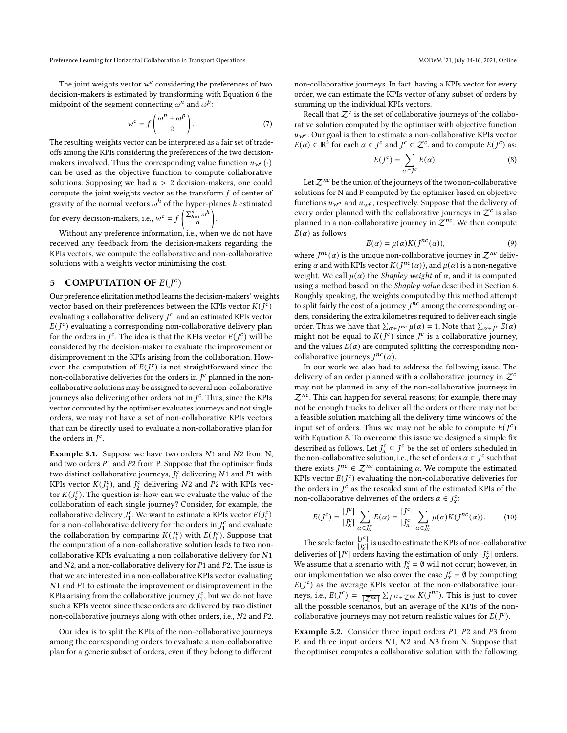The joint weights vector $w^c$ considering the preferences of two decision-makers is estimated by transforming with Equation 6 the midpoint of the segment connecting $\omega^n$ and $\omega^p$:

$$w^c = f\left(\frac{\omega^n + \omega^p}{2}\right). \tag{7}$$

The resulting weights vector can be interpreted as a fair set of trade-offs among the KPIs considering the preferences of the two decision-makers involved. Thus the corresponding value function $u_{w^c}(\cdot)$ can be used as the objective function to compute collaborative solutions. Supposing we had $n > 2$ decision-makers, one could compute the joint weights vector as the transform $f$ of center of gravity of the normal vectors $\omega^h$ of the hyper-planes $h$ estimated for every decision-makers, i.e., $w^c = f\left(\frac{\sum_{h=1}^{n} \omega^h}{n}\right)$.

Without any preference information, i.e., when we do not have received any feedback from the decision-makers regarding the KPIs vectors, we compute the collaborative and non-collaborative solutions with a weights vector minimising the cost.

## 5 COMPUTATION OF $E(J^c)$

Our preference elicitation method learns the decision-makers' weights vector based on their preferences between the KPIs vector $K(J^c)$ evaluating a collaborative delivery $J^c$, and an estimated KPIs vector $E(J^c)$ evaluating a corresponding non-collaborative delivery plan for the orders in $J^c$. The idea is that the KPIs vector $E(J^c)$ will be considered by the decision-maker to evaluate the improvement or disimprovement in the KPIs arising from the collaboration. However, the computation of $E(J^c)$ is not straightforward since the non-collaborative deliveries for the orders in $J^c$ planned in the non-collaborative solutions may be assigned to several non-collaborative journeys also delivering other orders not in $J^c$. Thus, since the KPIs vector computed by the optimiser evaluates journeys and not single orders, we may not have a set of non-collaborative KPIs vectors that can be directly used to evaluate a non-collaborative plan for the orders in $J^c$.

**Example 5.1.** Suppose we have two orders $N1$ and $N2$ from N, and two orders $P1$ and $P2$ from P. Suppose that the optimiser finds two distinct collaborative journeys, $J_1^c$ delivering $N1$ and $P1$ with KPIs vector $K(J_1^c)$, and $J_2^c$ delivering $N2$ and $P2$ with KPIs vector $K(J_2^c)$. The question is: how can we evaluate the value of the collaboration of each single journey? Consider, for example, the collaborative delivery $J_1^c$. We want to estimate a KPIs vector $E(J_1^c)$ for a non-collaborative delivery for the orders in $J_1^c$ and evaluate the collaboration by comparing $K(J_1^c)$ with $E(J_1^c)$. Suppose that the computation of a non-collaborative solution leads to two non-collaborative KPIs evaluating a non collaborative delivery for $N1$ and $N2$, and a non-collaborative delivery for $P1$ and $P2$. The issue is that we are interested in a non-collaborative KPIs vector evaluating $N1$ and $P1$ to estimate the improvement or disimprovement in the KPIs arising from the collaborative journey $J_1^c$, but we do not have such a KPIs vector since these orders are delivered by two distinct non-collaborative journeys along with other orders, i.e., $N2$ and $P2$.

Our idea is to split the KPIs of the non-collaborative journeys among the corresponding orders to evaluate a non-collaborative plan for a generic subset of orders, even if they belong to different non-collaborative journeys. In fact, having a KPIs vector for every order, we can estimate the KPIs vector of any subset of orders by summing up the individual KPIs vectors.

Recall that $\mathcal{Z}^c$ is the set of collaborative journeys of the collaborative solution computed by the optimiser with objective function $u_{w^c}$. Our goal is then to estimate a non-collaborative KPIs vector $E(\alpha) \in \mathbb{R}^5$ for each $\alpha \in J^c$ and $J^c \in \mathcal{Z}^c$, and to compute $E(J^c)$ as:

$$E(J^c) = \sum_{\alpha \in J^c} E(\alpha). \tag{8}$$

Let $\mathcal{Z}^{nc}$ be the union of the journeys of the two non-collaborative solutions for N and P computed by the optimiser based on objective functions $u_{w^n}$ and $u_{w^p}$, respectively. Suppose that the delivery of every order planned with the collaborative journeys in $\mathcal{Z}^c$ is also planned in a non-collaborative journey in $\mathcal{Z}^{nc}$. We then compute $E(\alpha)$ as follows

$$E(\alpha) = \mu(\alpha) K(J^{nc}(\alpha)), \tag{9}$$

where $J^{nc}(\alpha)$ is the unique non-collaborative journey in $\mathcal{Z}^{nc}$ delivering $\alpha$ and with KPIs vector $K(J^{nc}(\alpha))$, and $\mu(\alpha)$ is a non-negative weight. We call $\mu(\alpha)$ the *Shapley weight* of $\alpha$, and it is computed using a method based on the *Shapley value* described in Section 6. Roughly speaking, the weights computed by this method attempt to split fairly the cost of a journey $J^{nc}$ among the corresponding orders, considering the extra kilometres required to deliver each single order. Thus we have that $\sum_{\alpha \in J^{nc}} \mu(\alpha) = 1$. Note that $\sum_{\alpha \in J^c} E(\alpha)$ might not be equal to $K(J^c)$ since $J^c$ is a collaborative journey, and the values $E(\alpha)$ are computed splitting the corresponding non-collaborative journeys $J^{nc}(\alpha)$.

In our work we also had to address the following issue. The delivery of an order planned with a collaborative journey in $\mathcal{Z}^c$ may not be planned in any of the non-collaborative journeys in $\mathcal{Z}^{nc}$. This can happen for several reasons; for example, there may not be enough trucks to deliver all the orders or there may not be a feasible solution matching all the delivery time windows of the input set of orders. Thus we may not be able to compute $E(J^c)$ with Equation 8. To overcome this issue we designed a simple fix described as follows. Let $J_x^c \subseteq J^c$ be the set of orders scheduled in the non-collaborative solution, i.e., the set of orders $\alpha \in J^c$ such that there exists $J^{nc} \in \mathcal{Z}^{nc}$ containing $\alpha$. We compute the estimated KPIs vector $E(J^c)$ evaluating the non-collaborative deliveries for the orders in $J^c$ as the rescaled sum of the estimated KPIs of the non-collaborative deliveries of the orders $\alpha \in J_x^c$:

$$E(J^c) = \frac{|J^c|}{|J_x^c|} \sum_{\alpha \in J_x^c} E(\alpha) = \frac{|J^c|}{|J_x^c|} \sum_{\alpha \in J_x^c} \mu(\alpha) K(J^{nc}(\alpha)). \tag{10}$$

The scale factor $\frac{|J^c|}{|J_x^c|}$ is used to estimate the KPIs of non-collaborative deliveries of $|J^c|$ orders having the estimation of only $|J_x^c|$ orders. We assume that a scenario with $J_x^c = \emptyset$ will not occur; however, in our implementation we also cover the case $J_x^c = \emptyset$ by computing $E(J^c)$ as the average KPIs vector of the non-collaborative journeys, i.e., $E(J^c) = \frac{1}{|\mathcal{Z}^{nc}|} \sum_{J^{nc} \in \mathcal{Z}^{nc}} K(J^{nc})$. This is just to cover all the possible scenarios, but an average of the KPIs of the non-collaborative journeys may not return realistic values for $E(J^c)$.

**Example 5.2.** Consider three input orders $P1$, $P2$ and $P3$ from P, and three input orders $N1$, $N2$ and $N3$ from N. Suppose that the optimiser computes a collaborative solution with the following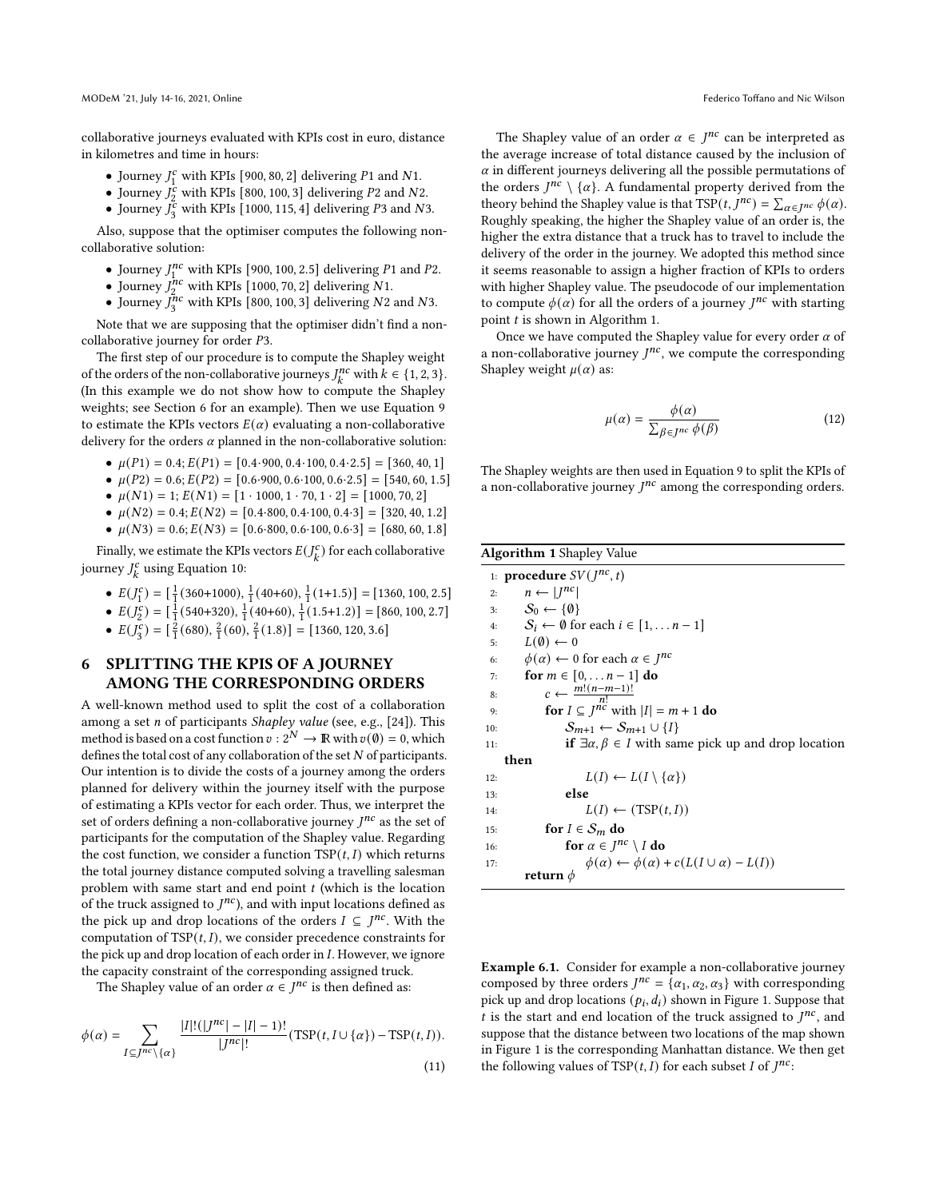collaborative journeys evaluated with KPIs cost in euro, distance in kilometres and time in hours:

- Journey $J^c_1$ with KPIs [900, 80, 2] delivering $P1$ and $N1$.
- Journey $J^c_2$ with KPIs [800, 100, 3] delivering $P2$ and $N2$.
- Journey $J^c_3$ with KPIs [1000, 115, 4] delivering $P3$ and $N3$.

Also, suppose that the optimiser computes the following non-collaborative solution:

- Journey $J^{nc}_1$ with KPIs [900, 100, 2.5] delivering $P1$ and $P2$.
- Journey $J^{nc}_2$ with KPIs [1000, 70, 2] delivering $N1$.
- Journey $J^{nc}_3$ with KPIs [800, 100, 3] delivering $N2$ and $N3$.

Note that we are supposing that the optimiser didn't find a non-collaborative journey for order $P3$.

The first step of our procedure is to compute the Shapley weight of the orders of the non-collaborative journeys $J^{nc}_k$ with $k \in \{1, 2, 3\}$. (In this example we do not show how to compute the Shapley weights; see Section 6 for an example). Then we use Equation 9 to estimate the KPIs vectors $E(\alpha)$ evaluating a non-collaborative delivery for the orders $\alpha$ planned in the non-collaborative solution:

- $\mu(P1) = 0.4; E(P1) = [0.4{\cdot}900, 0.4{\cdot}100, 0.4{\cdot}2.5] = [360, 40, 1]$
- $\mu(P2) = 0.6; E(P2) = [0.6{\cdot}900, 0.6{\cdot}100, 0.6{\cdot}2.5] = [540, 60, 1.5]$
- $\mu(N1) = 1; E(N1) = [1 \cdot 1000, 1 \cdot 70, 1 \cdot 2] = [1000, 70, 2]$
- $\mu(N2) = 0.4; E(N2) = [0.4{\cdot}800, 0.4{\cdot}100, 0.4{\cdot}3] = [320, 40, 1.2]$
- $\mu(N3) = 0.6; E(N3) = [0.6{\cdot}800, 0.6{\cdot}100, 0.6{\cdot}3] = [680, 60, 1.8]$

Finally, we estimate the KPIs vectors $E(J^c_k)$ for each collaborative journey $J^c_k$ using Equation 10:

- $E(J^c_1) = [\frac{1}{1}(360{+}1000), \frac{1}{1}(40{+}60), \frac{1}{1}(1{+}1.5)] = [1360, 100, 2.5]$
- $E(J^c_2) = [\frac{1}{1}(540{+}320), \frac{1}{1}(40{+}60), \frac{1}{1}(1.5{+}1.2)] = [860, 100, 2.7]$
- $E(J^c_3) = [\frac{2}{1}(680), \frac{2}{1}(60), \frac{2}{1}(1.8)] = [1360, 120, 3.6]$

## 6 SPLITTING THE KPIS OF A JOURNEY AMONG THE CORRESPONDING ORDERS

A well-known method used to split the cost of a collaboration among a set $n$ of participants *Shapley value* (see, e.g., [24]). This method is based on a cost function $v : 2^N \rightarrow \mathbb{R}$ with $v(\emptyset) = 0$, which defines the total cost of any collaboration of the set $N$ of participants. Our intention is to divide the costs of a journey among the orders planned for delivery within the journey itself with the purpose of estimating a KPIs vector for each order. Thus, we interpret the set of orders defining a non-collaborative journey $J^{nc}$ as the set of participants for the computation of the Shapley value. Regarding the cost function, we consider a function $\text{TSP}(t, I)$ which returns the total journey distance computed solving a travelling salesman problem with same start and end point $t$ (which is the location of the truck assigned to $J^{nc}$), and with input locations defined as the pick up and drop locations of the orders $I \subseteq J^{nc}$. With the computation of $\text{TSP}(t, I)$, we consider precedence constraints for the pick up and drop location of each order in $I$. However, we ignore the capacity constraint of the corresponding assigned truck.

The Shapley value of an order $\alpha \in J^{nc}$ is then defined as:

$$\phi(\alpha) = \sum_{I \subseteq J^{nc} \setminus \{\alpha\}} \frac{|I|!(|J^{nc}| - |I| - 1)!}{|J^{nc}|!} (\text{TSP}(t, I \cup \{\alpha\}) - \text{TSP}(t, I)). \tag{11}$$

The Shapley value of an order $\alpha \in J^{nc}$ can be interpreted as the average increase of total distance caused by the inclusion of $\alpha$ in different journeys delivering all the possible permutations of the orders $J^{nc} \setminus \{\alpha\}$. A fundamental property derived from the theory behind the Shapley value is that $\text{TSP}(t, J^{nc}) = \sum_{\alpha \in J^{nc}} \phi(\alpha)$. Roughly speaking, the higher the Shapley value of an order is, the higher the extra distance that a truck has to travel to include the delivery of the order in the journey. We adopted this method since it seems reasonable to assign a higher fraction of KPIs to orders with higher Shapley value. The pseudocode of our implementation to compute $\phi(\alpha)$ for all the orders of a journey $J^{nc}$ with starting point $t$ is shown in Algorithm 1.

Once we have computed the Shapley value for every order $\alpha$ of a non-collaborative journey $J^{nc}$, we compute the corresponding Shapley weight $\mu(\alpha)$ as:

$$\mu(\alpha) = \frac{\phi(\alpha)}{\sum_{\beta \in J^{nc}} \phi(\beta)} \tag{12}$$

The Shapley weights are then used in Equation 9 to split the KPIs of a non-collaborative journey $J^{nc}$ among the corresponding orders.

**Algorithm 1** Shapley Value

```
1:  procedure SV(J^nc, t)
2:      n ← |J^nc|
3:      S_0 ← {∅}
4:      S_i ← ∅ for each i ∈ [1, ... n − 1]
5:      L(∅) ← 0
6:      φ(α) ← 0 for each α ∈ J^nc
7:      for m ∈ [0, ... n − 1] do
8:          c ← m!(n−m−1)! / n!
9:          for I ⊆ J^nc with |I| = m + 1 do
10:             S_{m+1} ← S_{m+1} ∪ {I}
11:             if ∃α, β ∈ I with same pick up and drop location then
12:                 L(I) ← L(I \ {α})
13:             else
14:                 L(I) ← (TSP(t, I))
15:         for I ∈ S_m do
16:             for α ∈ J^nc \ I do
17:                 φ(α) ← φ(α) + c(L(I ∪ α) − L(I))
        return φ
```

**Example 6.1.** Consider for example a non-collaborative journey composed by three orders $J^{nc} = \{\alpha_1, \alpha_2, \alpha_3\}$ with corresponding pick up and drop locations $(p_i, d_i)$ shown in Figure 1. Suppose that $t$ is the start and end location of the truck assigned to $J^{nc}$, and suppose that the distance between two locations of the map shown in Figure 1 is the corresponding Manhattan distance. We then get the following values of $\text{TSP}(t, I)$ for each subset $I$ of $J^{nc}$: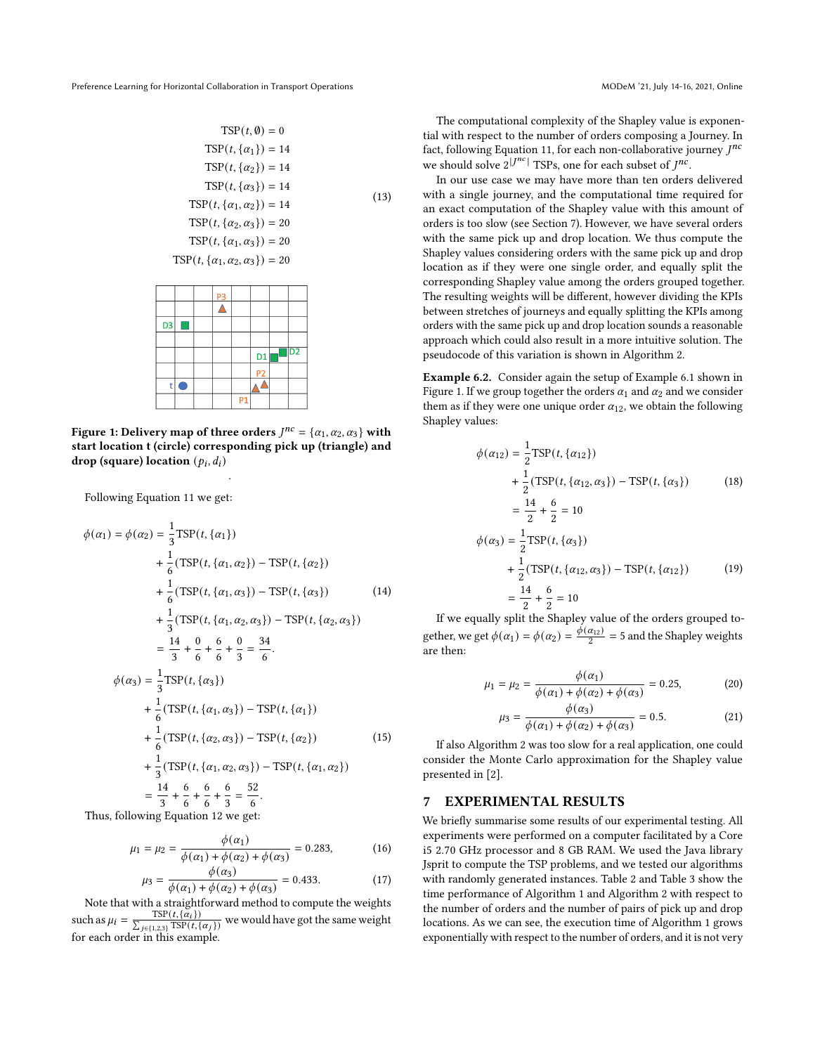$$
\begin{aligned}
\mathrm{TSP}(t, \emptyset) &= 0 \\
\mathrm{TSP}(t, \{\alpha_1\}) &= 14 \\
\mathrm{TSP}(t, \{\alpha_2\}) &= 14 \\
\mathrm{TSP}(t, \{\alpha_3\}) &= 14 \\
\mathrm{TSP}(t, \{\alpha_1, \alpha_2\}) &= 14 \\
\mathrm{TSP}(t, \{\alpha_2, \alpha_3\}) &= 20 \\
\mathrm{TSP}(t, \{\alpha_1, \alpha_3\}) &= 20 \\
\mathrm{TSP}(t, \{\alpha_1, \alpha_2, \alpha_3\}) &= 20
\end{aligned}
\tag{13}
$$

**Figure 1: Delivery map of three orders $J^{nc} = \{\alpha_1, \alpha_2, \alpha_3\}$ with start location t (circle) corresponding pick up (triangle) and drop (square) location $(p_i, d_i)$**

Following Equation 11 we get:

$$
\begin{aligned}
\phi(\alpha_1) = \phi(\alpha_2) = &\frac{1}{3}\mathrm{TSP}(t, \{\alpha_1\}) \\
&+ \frac{1}{6}(\mathrm{TSP}(t, \{\alpha_1, \alpha_2\}) - \mathrm{TSP}(t, \{\alpha_2\})) \\
&+ \frac{1}{6}(\mathrm{TSP}(t, \{\alpha_1, \alpha_3\}) - \mathrm{TSP}(t, \{\alpha_3\})) \\
&+ \frac{1}{3}(\mathrm{TSP}(t, \{\alpha_1, \alpha_2, \alpha_3\}) - \mathrm{TSP}(t, \{\alpha_2, \alpha_3\})) \\
&= \frac{14}{3} + \frac{0}{6} + \frac{6}{6} + \frac{0}{3} = \frac{34}{6}.
\end{aligned}
\tag{14}
$$

$$
\begin{aligned}
\phi(\alpha_3) = &\frac{1}{3}\mathrm{TSP}(t, \{\alpha_3\}) \\
&+ \frac{1}{6}(\mathrm{TSP}(t, \{\alpha_1, \alpha_3\}) - \mathrm{TSP}(t, \{\alpha_1\})) \\
&+ \frac{1}{6}(\mathrm{TSP}(t, \{\alpha_2, \alpha_3\}) - \mathrm{TSP}(t, \{\alpha_2\})) \\
&+ \frac{1}{3}(\mathrm{TSP}(t, \{\alpha_1, \alpha_2, \alpha_3\}) - \mathrm{TSP}(t, \{\alpha_1, \alpha_2\})) \\
&= \frac{14}{3} + \frac{6}{6} + \frac{6}{6} + \frac{6}{3} = \frac{52}{6}.
\end{aligned}
\tag{15}
$$

Thus, following Equation 12 we get:

$$
\mu_1 = \mu_2 = \frac{\phi(\alpha_1)}{\phi(\alpha_1) + \phi(\alpha_2) + \phi(\alpha_3)} = 0.283, \tag{16}
$$

$$
\mu_3 = \frac{\phi(\alpha_3)}{\phi(\alpha_1) + \phi(\alpha_2) + \phi(\alpha_3)} = 0.433. \tag{17}
$$

Note that with a straightforward method to compute the weights such as $\mu_i = \frac{\mathrm{TSP}(t, \{\alpha_i\})}{\sum_{j \in \{1,2,3\}} \mathrm{TSP}(t, \{\alpha_j\})}$ we would have got the same weight for each order in this example.

The computational complexity of the Shapley value is exponential with respect to the number of orders composing a Journey. In fact, following Equation 11, for each non-collaborative journey $J^{nc}$ we should solve $2^{|J^{nc}|}$ TSPs, one for each subset of $J^{nc}$.

In our use case we may have more than ten orders delivered with a single journey, and the computational time required for an exact computation of the Shapley value with this amount of orders is too slow (see Section 7). However, we have several orders with the same pick up and drop location. We thus compute the Shapley values considering orders with the same pick up and drop location as if they were one single order, and equally split the corresponding Shapley value among the orders grouped together. The resulting weights will be different, however dividing the KPIs between stretches of journeys and equally splitting the KPIs among orders with the same pick up and drop location sounds a reasonable approach which could also result in a more intuitive solution. The pseudocode of this variation is shown in Algorithm 2.

**Example 6.2.** Consider again the setup of Example 6.1 shown in Figure 1. If we group together the orders $\alpha_1$ and $\alpha_2$ and we consider them as if they were one unique order $\alpha_{12}$, we obtain the following Shapley values:

$$
\begin{aligned}
\phi(\alpha_{12}) = &\frac{1}{2}\mathrm{TSP}(t, \{\alpha_{12}\}) \\
&+ \frac{1}{2}(\mathrm{TSP}(t, \{\alpha_{12}, \alpha_3\}) - \mathrm{TSP}(t, \{\alpha_3\})) \\
&= \frac{14}{2} + \frac{6}{2} = 10
\end{aligned}
\tag{18}
$$

$$
\begin{aligned}
\phi(\alpha_3) = &\frac{1}{2}\mathrm{TSP}(t, \{\alpha_3\}) \\
&+ \frac{1}{2}(\mathrm{TSP}(t, \{\alpha_{12}, \alpha_3\}) - \mathrm{TSP}(t, \{\alpha_{12}\})) \\
&= \frac{14}{2} + \frac{6}{2} = 10
\end{aligned}
\tag{19}
$$

If we equally split the Shapley value of the orders grouped together, we get $\phi(\alpha_1) = \phi(\alpha_2) = \frac{\phi(\alpha_{12})}{2} = 5$ and the Shapley weights are then:

$$
\mu_1 = \mu_2 = \frac{\phi(\alpha_1)}{\phi(\alpha_1) + \phi(\alpha_2) + \phi(\alpha_3)} = 0.25, \tag{20}
$$

$$
\mu_3 = \frac{\phi(\alpha_3)}{\phi(\alpha_1) + \phi(\alpha_2) + \phi(\alpha_3)} = 0.5. \tag{21}
$$

If also Algorithm 2 was too slow for a real application, one could consider the Monte Carlo approximation for the Shapley value presented in [2].

## 7 EXPERIMENTAL RESULTS

We briefly summarise some results of our experimental testing. All experiments were performed on a computer facilitated by a Core i5 2.70 GHz processor and 8 GB RAM. We used the Java library Jsprit to compute the TSP problems, and we tested our algorithms with randomly generated instances. Table 2 and Table 3 show the time performance of Algorithm 1 and Algorithm 2 with respect to the number of orders and the number of pairs of pick up and drop locations. As we can see, the execution time of Algorithm 1 grows exponentially with respect to the number of orders, and it is not very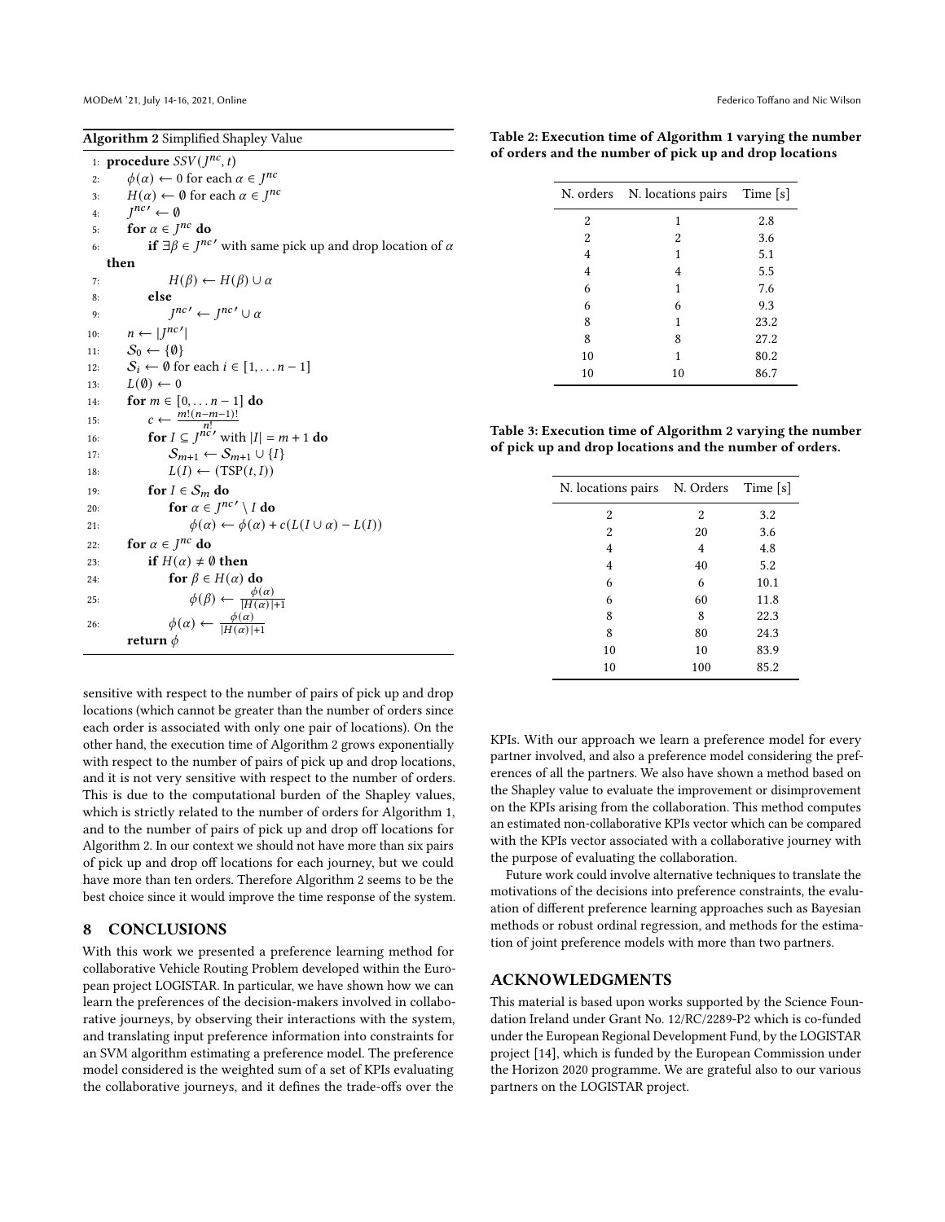**Algorithm 2** Simplified Shapley Value

```
1: procedure SSV(J^nc, t)
2:     φ(α) ← 0 for each α ∈ J^nc
3:     H(α) ← ∅ for each α ∈ J^nc
4:     J^nc' ← ∅
5:     for α ∈ J^nc do
6:         if ∃β ∈ J^nc' with same pick up and drop location of α then
7:             H(β) ← H(β) ∪ α
8:         else
9:             J^nc' ← J^nc' ∪ α
10:    n ← |J^nc'|
11:    S_0 ← {∅}
12:    S_i ← ∅ for each i ∈ [1, . . . n − 1]
13:    L(∅) ← 0
14:    for m ∈ [0, . . . n − 1] do
15:        c ← m!(n−m−1)! / n!
16:        for I ⊆ J^nc' with |I| = m + 1 do
17:            S_{m+1} ← S_{m+1} ∪ {I}
18:            L(I) ← (TSP(t, I))
19:        for I ∈ S_m do
20:            for α ∈ J^nc' \ I do
21:                φ(α) ← φ(α) + c(L(I ∪ α) − L(I))
22:    for α ∈ J^nc do
23:        if H(α) ≠ ∅ then
24:            for β ∈ H(α) do
25:                φ(β) ← φ(α) / (|H(α)|+1)
26:            φ(α) ← φ(α) / (|H(α)|+1)
       return φ
```

sensitive with respect to the number of pairs of pick up and drop locations (which cannot be greater than the number of orders since each order is associated with only one pair of locations). On the other hand, the execution time of Algorithm 2 grows exponentially with respect to the number of pairs of pick up and drop locations, and it is not very sensitive with respect to the number of orders. This is due to the computational burden of the Shapley values, which is strictly related to the number of orders for Algorithm 1, and to the number of pairs of pick up and drop off locations for Algorithm 2. In our context we should not have more than six pairs of pick up and drop off locations for each journey, but we could have more than ten orders. Therefore Algorithm 2 seems to be the best choice since it would improve the time response of the system.

**Table 2: Execution time of Algorithm 1 varying the number of orders and the number of pick up and drop locations**

| N. orders | N. locations pairs | Time [s] |
|---|---|---|
| 2 | 1 | 2.8 |
| 2 | 2 | 3.6 |
| 4 | 1 | 5.1 |
| 4 | 4 | 5.5 |
| 6 | 1 | 7.6 |
| 6 | 6 | 9.3 |
| 8 | 1 | 23.2 |
| 8 | 8 | 27.2 |
| 10 | 1 | 80.2 |
| 10 | 10 | 86.7 |

**Table 3: Execution time of Algorithm 2 varying the number of pick up and drop locations and the number of orders.**

| N. locations pairs | N. Orders | Time [s] |
|---|---|---|
| 2 | 2 | 3.2 |
| 2 | 20 | 3.6 |
| 4 | 4 | 4.8 |
| 4 | 40 | 5.2 |
| 6 | 6 | 10.1 |
| 6 | 60 | 11.8 |
| 8 | 8 | 22.3 |
| 8 | 80 | 24.3 |
| 10 | 10 | 83.9 |
| 10 | 100 | 85.2 |

## 8 CONCLUSIONS

With this work we presented a preference learning method for collaborative Vehicle Routing Problem developed within the European project LOGISTAR. In particular, we have shown how we can learn the preferences of the decision-makers involved in collaborative journeys, by observing their interactions with the system, and translating input preference information into constraints for an SVM algorithm estimating a preference model. The preference model considered is the weighted sum of a set of KPIs evaluating the collaborative journeys, and it defines the trade-offs over the KPIs. With our approach we learn a preference model for every partner involved, and also a preference model considering the preferences of all the partners. We also have shown a method based on the Shapley value to evaluate the improvement or disimprovement on the KPIs arising from the collaboration. This method computes an estimated non-collaborative KPIs vector which can be compared with the KPIs vector associated with a collaborative journey with the purpose of evaluating the collaboration.

Future work could involve alternative techniques to translate the motivations of the decisions into preference constraints, the evaluation of different preference learning approaches such as Bayesian methods or robust ordinal regression, and methods for the estimation of joint preference models with more than two partners.

## ACKNOWLEDGMENTS

This material is based upon works supported by the Science Foundation Ireland under Grant No. 12/RC/2289-P2 which is co-funded under the European Regional Development Fund, by the LOGISTAR project [14], which is funded by the European Commission under the Horizon 2020 programme. We are grateful also to our various partners on the LOGISTAR project.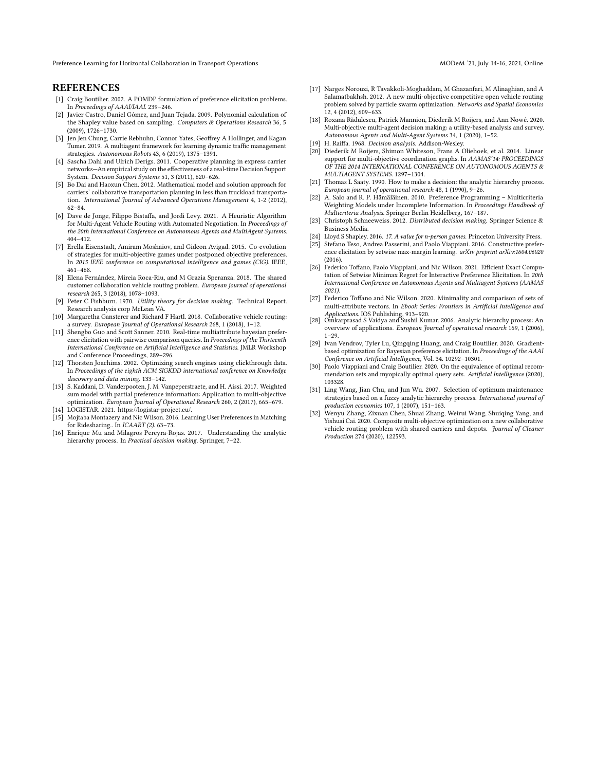## REFERENCES

- [1] Craig Boutilier. 2002. A POMDP formulation of preference elicitation problems. In *Proceedings of AAAI/IAAI*. 239–246.
- [2] Javier Castro, Daniel Gómez, and Juan Tejada. 2009. Polynomial calculation of the Shapley value based on sampling. *Computers & Operations Research* 36, 5 (2009), 1726–1730.
- [3] Jen Jen Chung, Carrie Rebhuhn, Connor Yates, Geoffrey A Hollinger, and Kagan Tumer. 2019. A multiagent framework for learning dynamic traffic management strategies. *Autonomous Robots* 43, 6 (2019), 1375–1391.
- [4] Sascha Dahl and Ulrich Derigs. 2011. Cooperative planning in express carrier networks—An empirical study on the effectiveness of a real-time Decision Support System. *Decision Support Systems* 51, 3 (2011), 620–626.
- [5] Bo Dai and Haoxun Chen. 2012. Mathematical model and solution approach for carriers' collaborative transportation planning in less than truckload transportation. *International Journal of Advanced Operations Management* 4, 1-2 (2012), 62–84.
- [6] Dave de Jonge, Filippo Bistaffa, and Jordi Levy. 2021. A Heuristic Algorithm for Multi-Agent Vehicle Routing with Automated Negotiation. In *Proceedings of the 20th International Conference on Autonomous Agents and MultiAgent Systems*. 404–412.
- [7] Erella Eisenstadt, Amiram Moshaiov, and Gideon Avigad. 2015. Co-evolution of strategies for multi-objective games under postponed objective preferences. In *2015 IEEE conference on computational intelligence and games (CIG)*. IEEE, 461–468.
- [8] Elena Fernández, Mireia Roca-Riu, and M Grazia Speranza. 2018. The shared customer collaboration vehicle routing problem. *European journal of operational research* 265, 3 (2018), 1078–1093.
- [9] Peter C Fishburn. 1970. *Utility theory for decision making*. Technical Report. Research analysis corp McLean VA.
- [10] Margaretha Gansterer and Richard F Hartl. 2018. Collaborative vehicle routing: a survey. *European Journal of Operational Research* 268, 1 (2018), 1–12.
- [11] Shengbo Guo and Scott Sanner. 2010. Real-time multiattribute bayesian preference elicitation with pairwise comparison queries. In *Proceedings of the Thirteenth International Conference on Artificial Intelligence and Statistics*. JMLR Workshop and Conference Proceedings, 289–296.
- [12] Thorsten Joachims. 2002. Optimizing search engines using clickthrough data. In *Proceedings of the eighth ACM SIGKDD international conference on Knowledge discovery and data mining*. 133–142.
- [13] S. Kaddani, D. Vanderpooten, J. M. Vanpeperstraete, and H. Aissi. 2017. Weighted sum model with partial preference information: Application to multi-objective optimization. *European Journal of Operational Research* 260, 2 (2017), 665–679.
- [14] LOGISTAR. 2021. https://logistar-project.eu/.
- [15] Mojtaba Montazery and Nic Wilson. 2016. Learning User Preferences in Matching for Ridesharing.. In *ICAART (2)*. 63–73.
- [16] Enrique Mu and Milagros Pereyra-Rojas. 2017. Understanding the analytic hierarchy process. In *Practical decision making*. Springer, 7–22.
- [17] Narges Norouzi, R Tavakkoli-Moghaddam, M Ghazanfari, M Alinaghian, and A Salamatbakhsh. 2012. A new multi-objective competitive open vehicle routing problem solved by particle swarm optimization. *Networks and Spatial Economics* 12, 4 (2012), 609–633.
- [18] Roxana Rădulescu, Patrick Mannion, Diederik M Roijers, and Ann Nowé. 2020. Multi-objective multi-agent decision making: a utility-based analysis and survey. *Autonomous Agents and Multi-Agent Systems* 34, 1 (2020), 1–52.
- [19] H. Raiffa. 1968. *Decision analysis*. Addison-Wesley.
- [20] Diederik M Roijers, Shimon Whiteson, Frans A Oliehoek, et al. 2014. Linear support for multi-objective coordination graphs. In *AAMAS'14: PROCEEDINGS OF THE 2014 INTERNATIONAL CONFERENCE ON AUTONOMOUS AGENTS & MULTIAGENT SYSTEMS*. 1297–1304.
- [21] Thomas L Saaty. 1990. How to make a decision: the analytic hierarchy process. *European journal of operational research* 48, 1 (1990), 9–26.
- [22] A. Salo and R. P. Hämäläinen. 2010. Preference Programming – Multicriteria Weighting Models under Incomplete Information. In *Proceedings Handbook of Multicriteria Analysis*. Springer Berlin Heidelberg, 167–187.
- [23] Christoph Schneeweiss. 2012. *Distributed decision making*. Springer Science & Business Media.
- [24] Lloyd S Shapley. 2016. *17. A value for n-person games*. Princeton University Press.
- [25] Stefano Teso, Andrea Passerini, and Paolo Viappiani. 2016. Constructive preference elicitation by setwise max-margin learning. *arXiv preprint arXiv:1604.06020* (2016).
- [26] Federico Toffano, Paolo Viappiani, and Nic Wilson. 2021. Efficient Exact Computation of Setwise Minimax Regret for Interactive Preference Elicitation. In *20th International Conference on Autonomous Agents and Multiagent Systems (AAMAS 2021)*.
- [27] Federico Toffano and Nic Wilson. 2020. Minimality and comparison of sets of multi-attribute vectors. In *Ebook Series: Frontiers in Artificial Intelligence and Applications*. IOS Publishing, 913–920.
- [28] Omkarprasad S Vaidya and Sushil Kumar. 2006. Analytic hierarchy process: An overview of applications. *European Journal of operational research* 169, 1 (2006), 1–29.
- [29] Ivan Vendrov, Tyler Lu, Qingqing Huang, and Craig Boutilier. 2020. Gradient-based optimization for Bayesian preference elicitation. In *Proceedings of the AAAI Conference on Artificial Intelligence*, Vol. 34. 10292–10301.
- [30] Paolo Viappiani and Craig Boutilier. 2020. On the equivalence of optimal recommendation sets and myopically optimal query sets. *Artificial Intelligence* (2020), 103328.
- [31] Ling Wang, Jian Chu, and Jun Wu. 2007. Selection of optimum maintenance strategies based on a fuzzy analytic hierarchy process. *International journal of production economics* 107, 1 (2007), 151–163.
- [32] Wenyu Zhang, Zixuan Chen, Shuai Zhang, Weirui Wang, Shuiqing Yang, and Yishuai Cai. 2020. Composite multi-objective optimization on a new collaborative vehicle routing problem with shared carriers and depots. *Journal of Cleaner Production* 274 (2020), 122593.